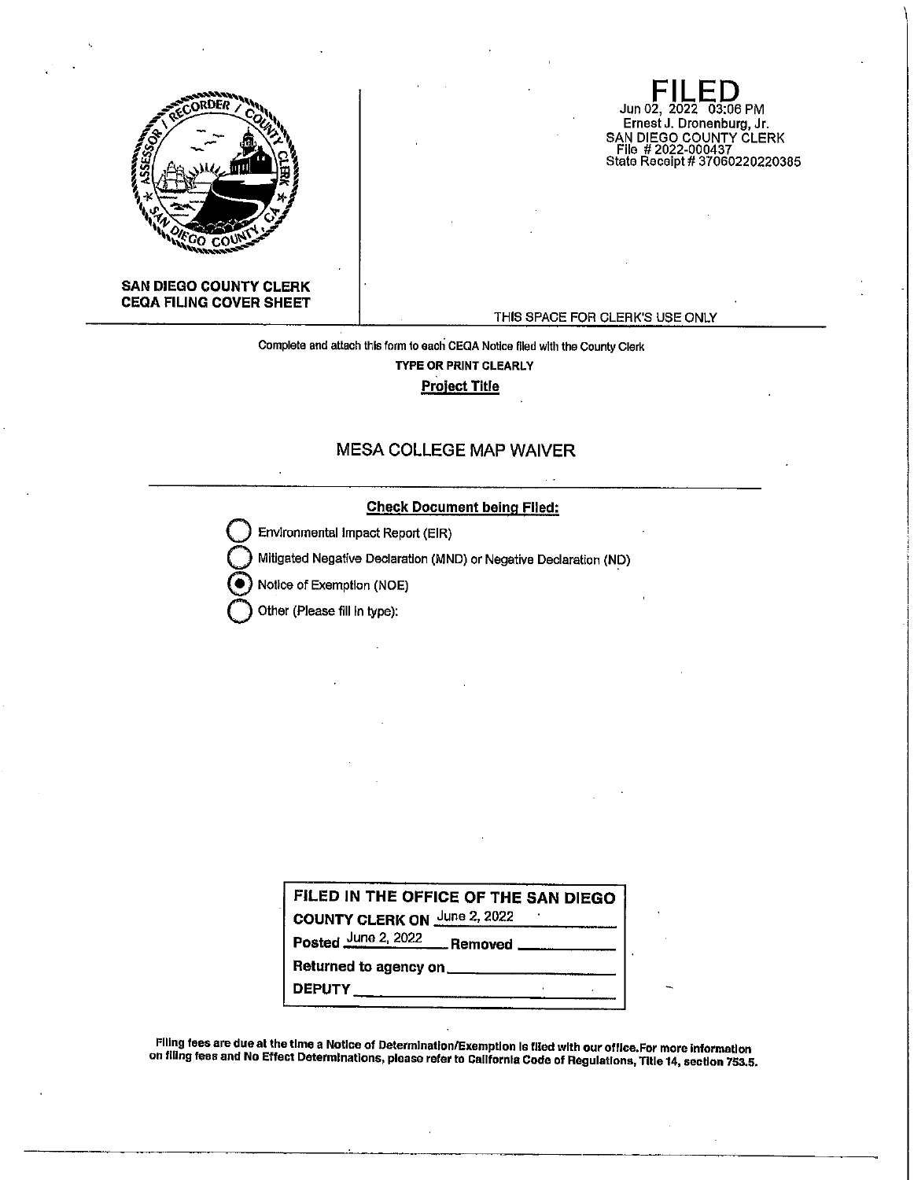**SAN DIEGO COUNTY CLERK**
**CEQA FILING COVER SHEET**

**FILED**
Jun 02, 2022 03:06 PM
Ernest J. Dronenburg, Jr.
SAN DIEGO COUNTY CLERK
File # 2022-000437
State Receipt # 37060220220385

THIS SPACE FOR CLERK'S USE ONLY

Complete and attach this form to each CEQA Notice filed with the County Clerk

**TYPE OR PRINT CLEARLY**

**Project Title**

MESA COLLEGE MAP WAIVER

**Check Document being Filed:**

- ○ Environmental Impact Report (EIR)
- ○ Mitigated Negative Declaration (MND) or Negative Declaration (ND)
- ● Notice of Exemption (NOE)
- ○ Other (Please fill in type):

**FILED IN THE OFFICE OF THE SAN DIEGO COUNTY CLERK ON** June 2, 2022

**Posted** June 2, 2022 **Removed** \_\_\_\_\_\_\_\_\_\_

**Returned to agency on** \_\_\_\_\_\_\_\_\_\_

**DEPUTY** \_\_\_\_\_\_\_\_\_\_

**Filing fees are due at the time a Notice of Determination/Exemption is filed with our office. For more information on filing fees and No Effect Determinations, please refer to California Code of Regulations, Title 14, section 753.5.**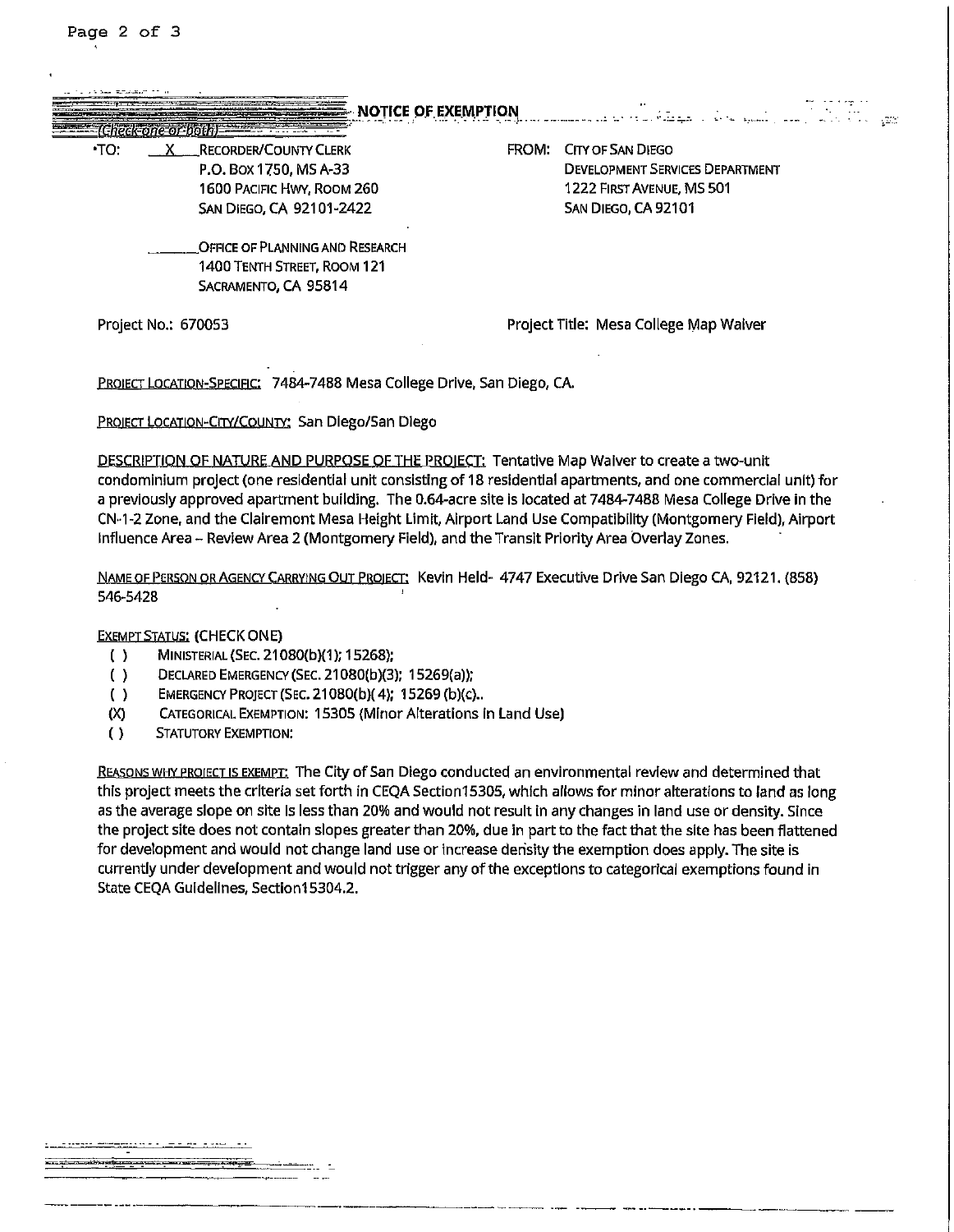# NOTICE OF EXEMPTION

(Check one or both)

TO: X RECORDER/COUNTY CLERK
P.O. BOX 1750, MS A-33
1600 PACIFIC HWY, ROOM 260
SAN DIEGO, CA 92101-2422

_____ OFFICE OF PLANNING AND RESEARCH
1400 TENTH STREET, ROOM 121
SACRAMENTO, CA 95814

FROM: CITY OF SAN DIEGO
DEVELOPMENT SERVICES DEPARTMENT
1222 FIRST AVENUE, MS 501
SAN DIEGO, CA 92101

Project No.: 670053

Project Title: Mesa College Map Waiver

PROJECT LOCATION-SPECIFIC: 7484-7488 Mesa College Drive, San Diego, CA.

PROJECT LOCATION-CITY/COUNTY: San Diego/San Diego

DESCRIPTION OF NATURE AND PURPOSE OF THE PROJECT: Tentative Map Waiver to create a two-unit condominium project (one residential unit consisting of 18 residential apartments, and one commercial unit) for a previously approved apartment building. The 0.64-acre site is located at 7484-7488 Mesa College Drive in the CN-1-2 Zone, and the Clairemont Mesa Height Limit, Airport Land Use Compatibility (Montgomery Field), Airport Influence Area – Review Area 2 (Montgomery Field), and the Transit Priority Area Overlay Zones.

NAME OF PERSON OR AGENCY CARRYING OUT PROJECT: Kevin Held- 4747 Executive Drive San Diego CA, 92121. (858) 546-5428

EXEMPT STATUS: (CHECK ONE)

- ( ) MINISTERIAL (SEC. 21080(b)(1); 15268);
- ( ) DECLARED EMERGENCY (SEC. 21080(b)(3); 15269(a));
- ( ) EMERGENCY PROJECT (SEC. 21080(b)(4); 15269 (b)(c)..
- (X) CATEGORICAL EXEMPTION: 15305 (Minor Alterations in Land Use)
- ( ) STATUTORY EXEMPTION:

REASONS WHY PROJECT IS EXEMPT: The City of San Diego conducted an environmental review and determined that this project meets the criteria set forth in CEQA Section15305, which allows for minor alterations to land as long as the average slope on site is less than 20% and would not result in any changes in land use or density. Since the project site does not contain slopes greater than 20%, due in part to the fact that the site has been flattened for development and would not change land use or increase derisity the exemption does apply. The site is currently under development and would not trigger any of the exceptions to categorical exemptions found in State CEQA Guidelines, Section15304.2.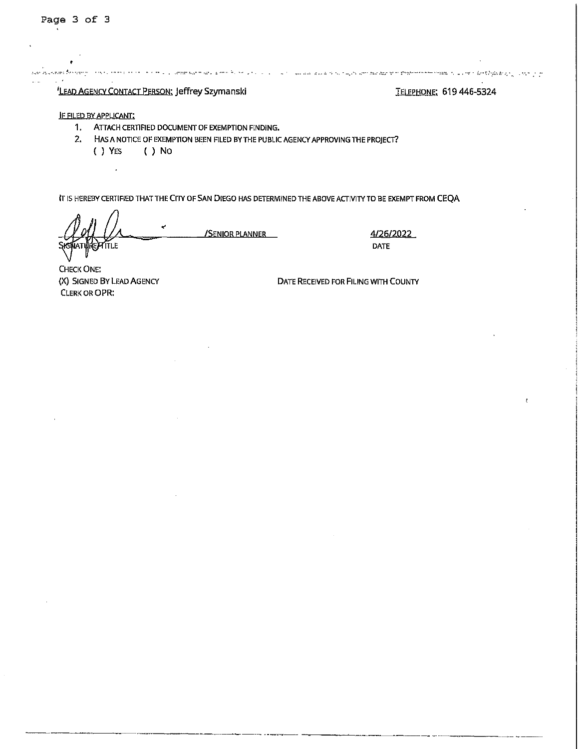LEAD AGENCY CONTACT PERSON: Jeffrey Szymanski

TELEPHONE: 619 446-5324

IF FILED BY APPLICANT:

1. ATTACH CERTIFIED DOCUMENT OF EXEMPTION FINDING.
2. HAS A NOTICE OF EXEMPTION BEEN FILED BY THE PUBLIC AGENCY APPROVING THE PROJECT?
   ( ) YES ( ) NO

IT IS HEREBY CERTIFIED THAT THE CITY OF SAN DIEGO HAS DETERMINED THE ABOVE ACTIVITY TO BE EXEMPT FROM CEQA

/SENIOR PLANNER

SIGNATURE/TITLE

4/26/2022

DATE

CHECK ONE:

(X) SIGNED BY LEAD AGENCY

CLERK OR OPR:

DATE RECEIVED FOR FILING WITH COUNTY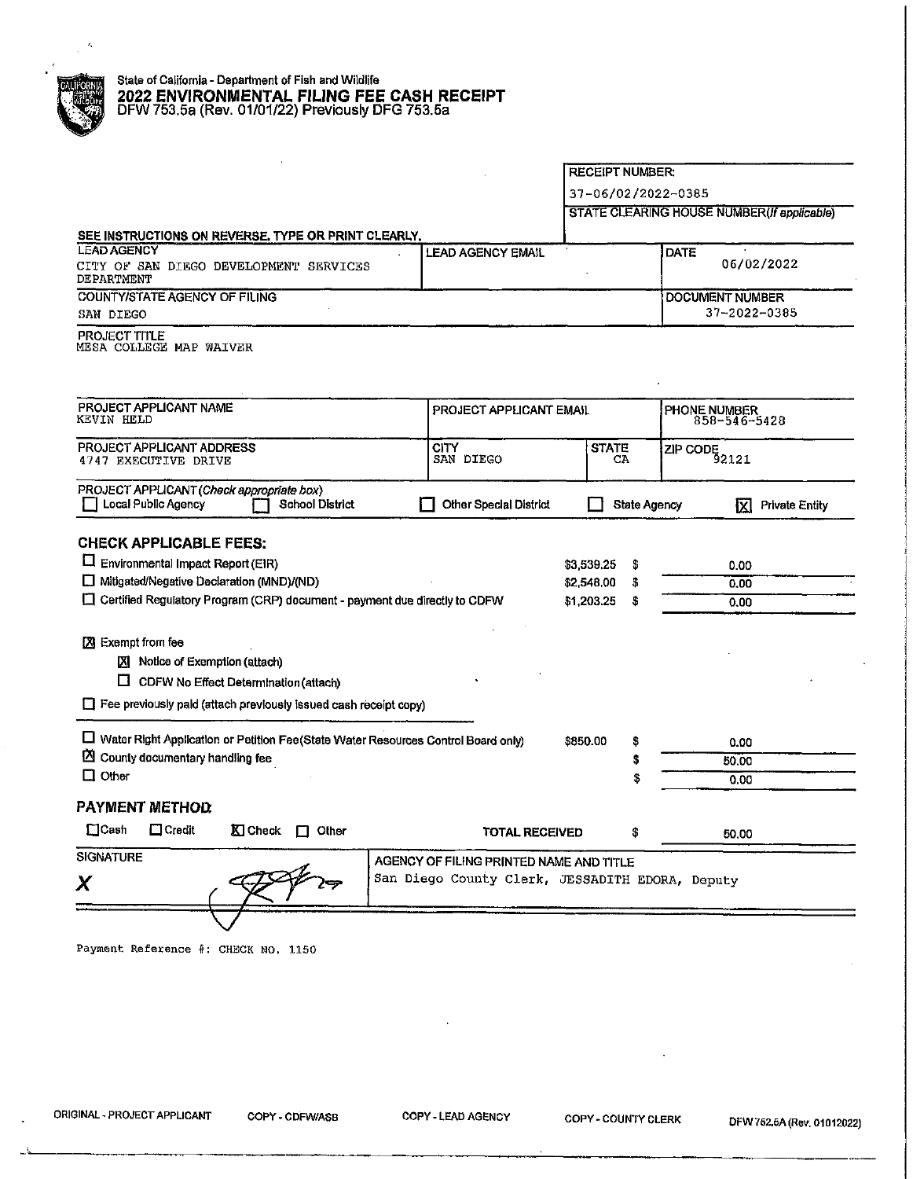State of California - Department of Fish and Wildlife

# 2022 ENVIRONMENTAL FILING FEE CASH RECEIPT

DFW 753.5a (Rev. 01/01/22) Previously DFG 753.5a

**RECEIPT NUMBER:**
37-06/02/2022-0385

**STATE CLEARING HOUSE NUMBER** *(If applicable)*

**SEE INSTRUCTIONS ON REVERSE. TYPE OR PRINT CLEARLY.**

| LEAD AGENCY | LEAD AGENCY EMAIL | DATE |
|---|---|---|
| CITY OF SAN DIEGO DEVELOPMENT SERVICES DEPARTMENT | | 06/02/2022 |

| COUNTY/STATE AGENCY OF FILING | DOCUMENT NUMBER |
|---|---|
| SAN DIEGO | 37-2022-0385 |

PROJECT TITLE
MESA COLLEGE MAP WAIVER

| PROJECT APPLICANT NAME | PROJECT APPLICANT EMAIL | | PHONE NUMBER |
|---|---|---|---|
| KEVIN HELD | | | 858-546-5428 |
| **PROJECT APPLICANT ADDRESS** | **CITY** | **STATE** | **ZIP CODE** |
| 4747 EXECUTIVE DRIVE | SAN DIEGO | CA | 92121 |

PROJECT APPLICANT *(Check appropriate box)*
☐ Local Public Agency ☐ School District ☐ Other Special District ☐ State Agency ☒ Private Entity

## CHECK APPLICABLE FEES:

| Fee | Amount | | Total |
|---|---|---|---|
| ☐ Environmental Impact Report (EIR) | $3,539.25 | $ | 0.00 |
| ☐ Mitigated/Negative Declaration (MND)/(ND) | $2,548.00 | $ | 0.00 |
| ☐ Certified Regulatory Program (CRP) document - payment due directly to CDFW | $1,203.25 | $ | 0.00 |

☒ Exempt from fee
- ☒ Notice of Exemption (attach)
- ☐ CDFW No Effect Determination (attach)

☐ Fee previously paid (attach previously issued cash receipt copy)

| Fee | Amount | | Total |
|---|---|---|---|
| ☐ Water Right Application or Petition Fee (State Water Resources Control Board only) | $850.00 | $ | 0.00 |
| ☒ County documentary handling fee | | $ | 50.00 |
| ☐ Other | | $ | 0.00 |

## PAYMENT METHOD:

☐ Cash ☐ Credit ☒ Check ☐ Other

**TOTAL RECEIVED** $ 50.00

| SIGNATURE | AGENCY OF FILING PRINTED NAME AND TITLE |
|---|---|
| X | San Diego County Clerk, JESSADITH EDORA, Deputy |

Payment Reference #: CHECK NO. 1150

ORIGINAL - PROJECT APPLICANT  COPY - CDFW/ASB  COPY - LEAD AGENCY  COPY - COUNTY CLERK  DFW 753.5A (Rev. 01012022)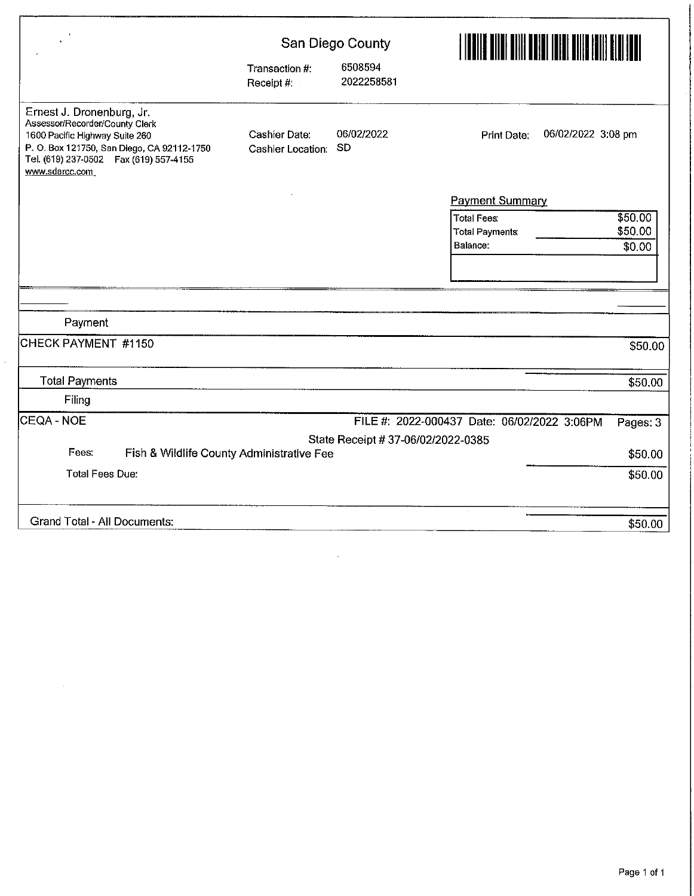San Diego County

Transaction #: 6508594
Receipt #: 2022258581

Ernest J. Dronenburg, Jr.
Assessor/Recorder/County Clerk
1600 Pacific Highway Suite 260
P. O. Box 121750, San Diego, CA 92112-1750
Tel. (619) 237-0502 Fax (619) 557-4155
www.sdarcc.com

Cashier Date: 06/02/2022
Cashier Location: SD

Print Date: 06/02/2022 3:08 pm

**Payment Summary**

| | |
|---|---|
| Total Fees: | $50.00 |
| Total Payments: | $50.00 |
| Balance: | $0.00 |

**Payment**

| | |
|---|---|
| CHECK PAYMENT #1150 | $50.00 |
| Total Payments | $50.00 |

**Filing**

CEQA - NOE — FILE #: 2022-000437 Date: 06/02/2022 3:06PM — Pages: 3

State Receipt # 37-06/02/2022-0385

| | | |
|---|---|---|
| Fees: | Fish & Wildlife County Administrative Fee | $50.00 |
| Total Fees Due: | | $50.00 |

| | |
|---|---|
| Grand Total - All Documents: | $50.00 |